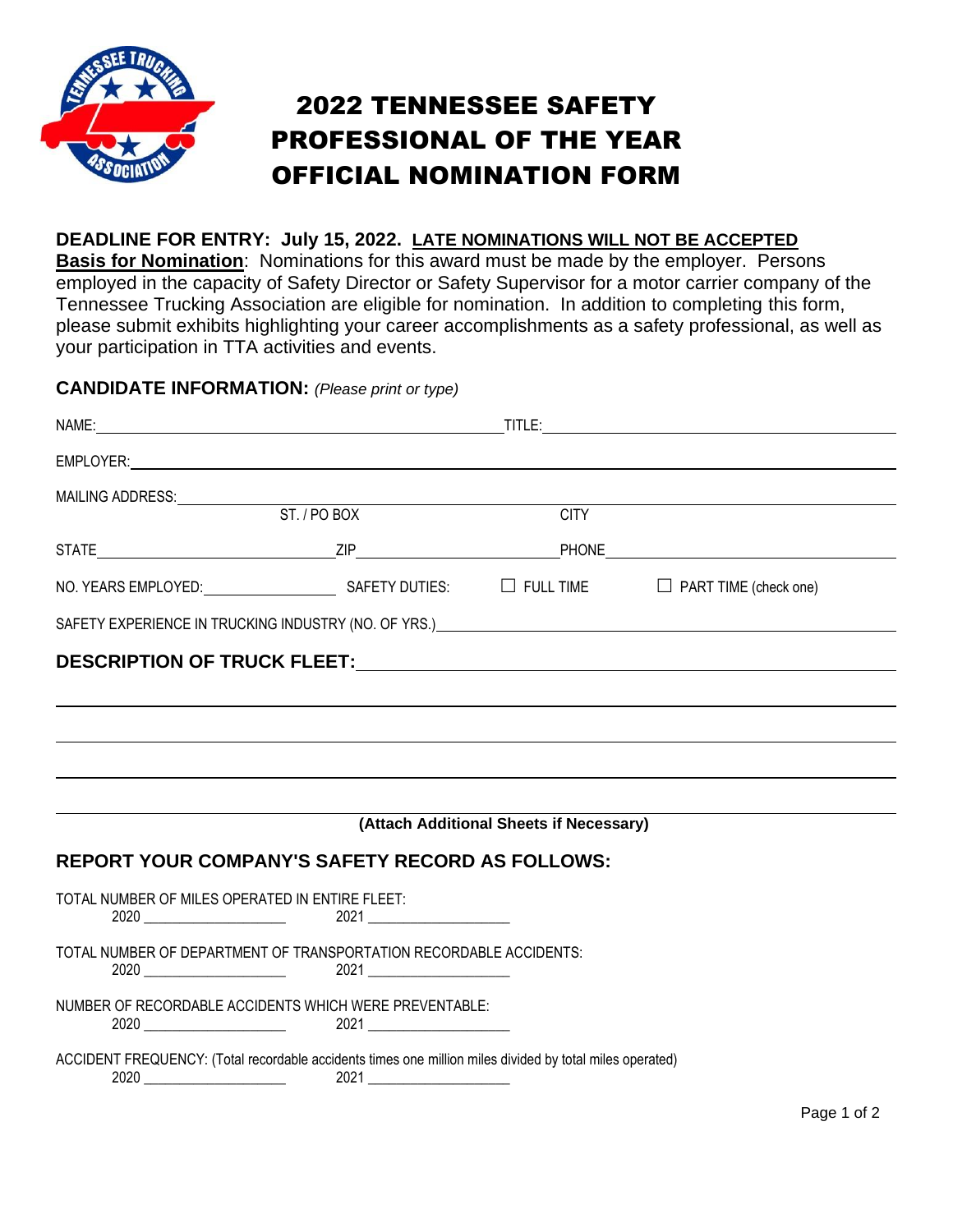# 2022 TENNESSEE SAFETY PROFESSIONAL OF THE YEAR OFFICIAL NOMINATION FORM

**DEADLINE FOR ENTRY: July 15, 2022. <u>LATE NOMINATIONS WILL NOT BE ACCEPTED</u>**

**<u>Basis for Nomination</u>**: Nominations for this award must be made by the employer. Persons employed in the capacity of Safety Director or Safety Supervisor for a motor carrier company of the Tennessee Trucking Association are eligible for nomination. In addition to completing this form, please submit exhibits highlighting your career accomplishments as a safety professional, as well as your participation in TTA activities and events.

## CANDIDATE INFORMATION: *(Please print or type)*

NAME: ______________________________ TITLE: ______________________________

EMPLOYER: ____________________________________________________________

MAILING ADDRESS: ______________________________________________________
ST. / PO BOX CITY

STATE ____________________ ZIP ____________________ PHONE ____________________

NO. YEARS EMPLOYED: __________ SAFETY DUTIES: ☐ FULL TIME ☐ PART TIME (check one)

SAFETY EXPERIENCE IN TRUCKING INDUSTRY (NO. OF YRS.) ______________________________

## DESCRIPTION OF TRUCK FLEET: ______________________________

______________________________________________________________

______________________________________________________________

______________________________________________________________

______________________________________________________________

**(Attach Additional Sheets if Necessary)**

## REPORT YOUR COMPANY'S SAFETY RECORD AS FOLLOWS:

TOTAL NUMBER OF MILES OPERATED IN ENTIRE FLEET:
2020 ____________________ 2021 ____________________

TOTAL NUMBER OF DEPARTMENT OF TRANSPORTATION RECORDABLE ACCIDENTS:
2020 ____________________ 2021 ____________________

NUMBER OF RECORDABLE ACCIDENTS WHICH WERE PREVENTABLE:
2020 ____________________ 2021 ____________________

ACCIDENT FREQUENCY: (Total recordable accidents times one million miles divided by total miles operated)
2020 ____________________ 2021 ____________________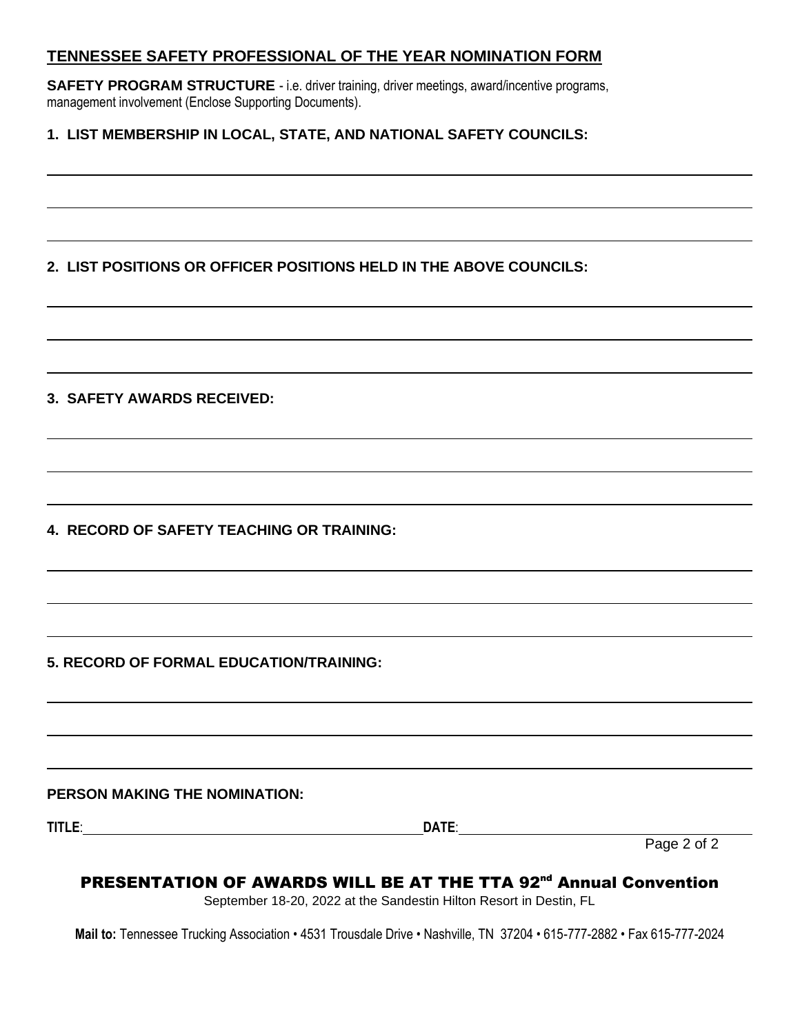## TENNESSEE SAFETY PROFESSIONAL OF THE YEAR NOMINATION FORM

**SAFETY PROGRAM STRUCTURE** - i.e. driver training, driver meetings, award/incentive programs, management involvement (Enclose Supporting Documents).

**1. LIST MEMBERSHIP IN LOCAL, STATE, AND NATIONAL SAFETY COUNCILS:**

______________________________________________________________________

______________________________________________________________________

______________________________________________________________________

**2. LIST POSITIONS OR OFFICER POSITIONS HELD IN THE ABOVE COUNCILS:**

______________________________________________________________________

______________________________________________________________________

______________________________________________________________________

**3. SAFETY AWARDS RECEIVED:**

______________________________________________________________________

______________________________________________________________________

______________________________________________________________________

**4. RECORD OF SAFETY TEACHING OR TRAINING:**

______________________________________________________________________

______________________________________________________________________

______________________________________________________________________

**5. RECORD OF FORMAL EDUCATION/TRAINING:**

______________________________________________________________________

______________________________________________________________________

______________________________________________________________________

**PERSON MAKING THE NOMINATION:**

**TITLE**: ______________________________ **DATE**: ______________________________

**PRESENTATION OF AWARDS WILL BE AT THE TTA 92nd Annual Convention**

September 18-20, 2022 at the Sandestin Hilton Resort in Destin, FL

**Mail to:** Tennessee Trucking Association • 4531 Trousdale Drive • Nashville, TN 37204 • 615-777-2882 • Fax 615-777-2024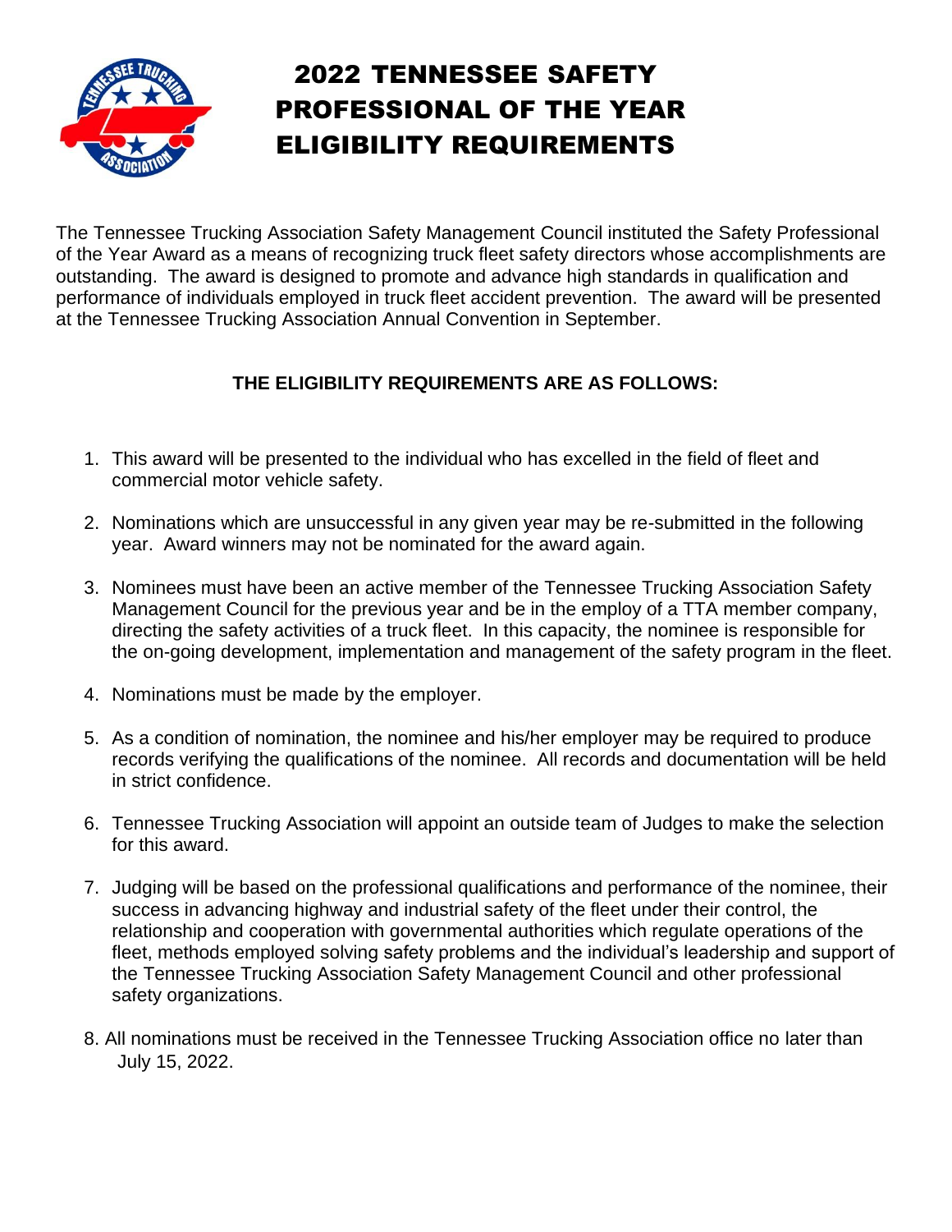# 2022 TENNESSEE SAFETY PROFESSIONAL OF THE YEAR ELIGIBILITY REQUIREMENTS

The Tennessee Trucking Association Safety Management Council instituted the Safety Professional of the Year Award as a means of recognizing truck fleet safety directors whose accomplishments are outstanding. The award is designed to promote and advance high standards in qualification and performance of individuals employed in truck fleet accident prevention. The award will be presented at the Tennessee Trucking Association Annual Convention in September.

**THE ELIGIBILITY REQUIREMENTS ARE AS FOLLOWS:**

1. This award will be presented to the individual who has excelled in the field of fleet and commercial motor vehicle safety.
2. Nominations which are unsuccessful in any given year may be re-submitted in the following year. Award winners may not be nominated for the award again.
3. Nominees must have been an active member of the Tennessee Trucking Association Safety Management Council for the previous year and be in the employ of a TTA member company, directing the safety activities of a truck fleet. In this capacity, the nominee is responsible for the on-going development, implementation and management of the safety program in the fleet.
4. Nominations must be made by the employer.
5. As a condition of nomination, the nominee and his/her employer may be required to produce records verifying the qualifications of the nominee. All records and documentation will be held in strict confidence.
6. Tennessee Trucking Association will appoint an outside team of Judges to make the selection for this award.
7. Judging will be based on the professional qualifications and performance of the nominee, their success in advancing highway and industrial safety of the fleet under their control, the relationship and cooperation with governmental authorities which regulate operations of the fleet, methods employed solving safety problems and the individual's leadership and support of the Tennessee Trucking Association Safety Management Council and other professional safety organizations.
8. All nominations must be received in the Tennessee Trucking Association office no later than July 15, 2022.